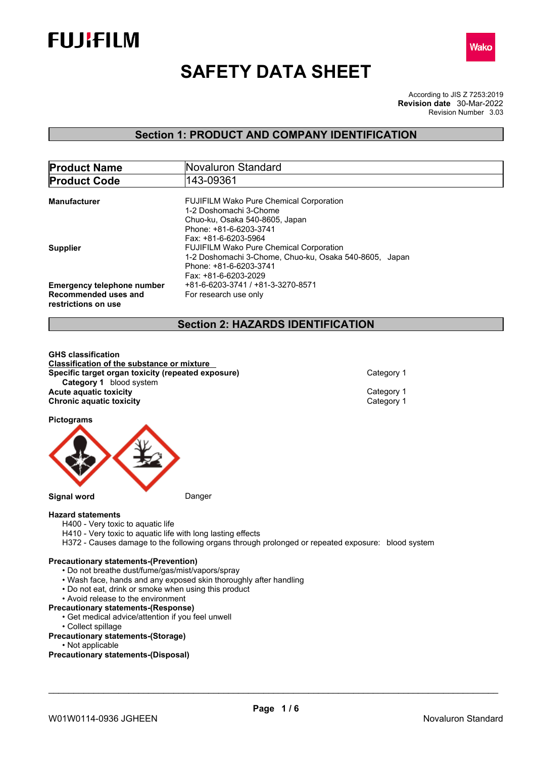FUJIFILM

Wako

# SAFETY DATA SHEET

According to JIS Z 7253:2019
**Revision date** 30-Mar-2022
Revision Number 3.03

## Section 1: PRODUCT AND COMPANY IDENTIFICATION

| **Product Name** | Novaluron Standard |
|---|---|
| **Product Code** | 143-09361 |

**Manufacturer**
FUJIFILM Wako Pure Chemical Corporation
1-2 Doshomachi 3-Chome
Chuo-ku, Osaka 540-8605, Japan
Phone: +81-6-6203-3741
Fax: +81-6-6203-5964

**Supplier**
FUJIFILM Wako Pure Chemical Corporation
1-2 Doshomachi 3-Chome, Chuo-ku, Osaka 540-8605, Japan
Phone: +81-6-6203-3741
Fax: +81-6-6203-2029

**Emergency telephone number** +81-6-6203-3741 / +81-3-3270-8571

**Recommended uses and restrictions on use** For research use only

## Section 2: HAZARDS IDENTIFICATION

**GHS classification**

**Classification of the substance or mixture**

| | |
|---|---|
| **Specific target organ toxicity (repeated exposure)** | Category 1 |
| **Category 1** blood system | |
| **Acute aquatic toxicity** | Category 1 |
| **Chronic aquatic toxicity** | Category 1 |

**Pictograms**

**Signal word** Danger

**Hazard statements**

H400 - Very toxic to aquatic life
H410 - Very toxic to aquatic life with long lasting effects
H372 - Causes damage to the following organs through prolonged or repeated exposure: blood system

**Precautionary statements-(Prevention)**

- Do not breathe dust/fume/gas/mist/vapors/spray
- Wash face, hands and any exposed skin thoroughly after handling
- Do not eat, drink or smoke when using this product
- Avoid release to the environment

**Precautionary statements-(Response)**

- Get medical advice/attention if you feel unwell
- Collect spillage

**Precautionary statements-(Storage)**

- Not applicable

**Precautionary statements-(Disposal)**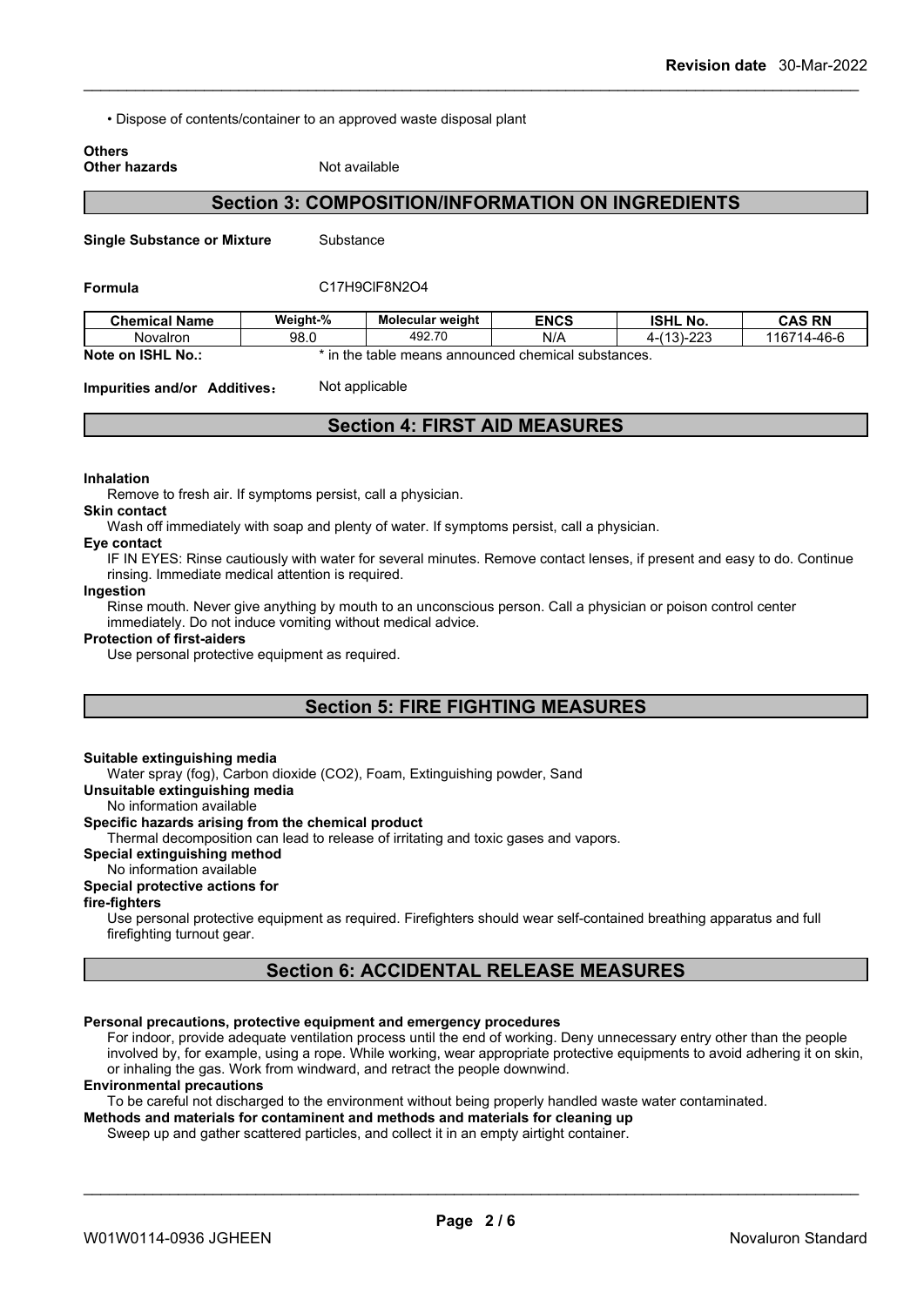• Dispose of contents/container to an approved waste disposal plant

**Others**
**Other hazards** Not available

## Section 3: COMPOSITION/INFORMATION ON INGREDIENTS

**Single Substance or Mixture** Substance

**Formula** $C_{17}H_9ClF_8N_2O_4$

| Chemical Name | Weight-% | Molecular weight | ENCS | ISHL No. | CAS RN |
|---|---|---|---|---|---|
| Novalron | 98.0 | 492.70 | N/A | 4-(13)-223 | 116714-46-6 |

**Note on ISHL No.:** * in the table means announced chemical substances.

**Impurities and/or Additives：** Not applicable

## Section 4: FIRST AID MEASURES

**Inhalation**
Remove to fresh air. If symptoms persist, call a physician.

**Skin contact**
Wash off immediately with soap and plenty of water. If symptoms persist, call a physician.

**Eye contact**
IF IN EYES: Rinse cautiously with water for several minutes. Remove contact lenses, if present and easy to do. Continue rinsing. Immediate medical attention is required.

**Ingestion**
Rinse mouth. Never give anything by mouth to an unconscious person. Call a physician or poison control center immediately. Do not induce vomiting without medical advice.

**Protection of first-aiders**
Use personal protective equipment as required.

## Section 5: FIRE FIGHTING MEASURES

**Suitable extinguishing media**
Water spray (fog), Carbon dioxide ($CO_2$), Foam, Extinguishing powder, Sand

**Unsuitable extinguishing media**
No information available

**Specific hazards arising from the chemical product**
Thermal decomposition can lead to release of irritating and toxic gases and vapors.

**Special extinguishing method**
No information available

**Special protective actions for fire-fighters**
Use personal protective equipment as required. Firefighters should wear self-contained breathing apparatus and full firefighting turnout gear.

## Section 6: ACCIDENTAL RELEASE MEASURES

**Personal precautions, protective equipment and emergency procedures**
For indoor, provide adequate ventilation process until the end of working. Deny unnecessary entry other than the people involved by, for example, using a rope. While working, wear appropriate protective equipments to avoid adhering it on skin, or inhaling the gas. Work from windward, and retract the people downwind.

**Environmental precautions**
To be careful not discharged to the environment without being properly handled waste water contaminated.

**Methods and materials for contaminent and methods and materials for cleaning up**
Sweep up and gather scattered particles, and collect it in an empty airtight container.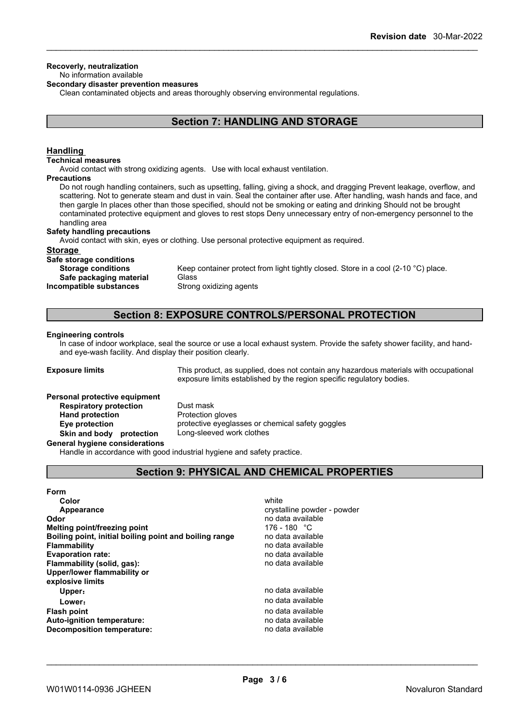**Recoverly, neutralization**

No information available

**Secondary disaster prevention measures**

Clean contaminated objects and areas thoroughly observing environmental regulations.

## Section 7: HANDLING AND STORAGE

### Handling

**Technical measures**

Avoid contact with strong oxidizing agents. Use with local exhaust ventilation.

**Precautions**

Do not rough handling containers, such as upsetting, falling, giving a shock, and dragging Prevent leakage, overflow, and scattering. Not to generate steam and dust in vain. Seal the container after use. After handling, wash hands and face, and then gargle In places other than those specified, should not be smoking or eating and drinking Should not be brought contaminated protective equipment and gloves to rest stops Deny unnecessary entry of non-emergency personnel to the handling area

**Safety handling precautions**

Avoid contact with skin, eyes or clothing. Use personal protective equipment as required.

### Storage

**Safe storage conditions**

| | |
|---|---|
| **Storage conditions** | Keep container protect from light tightly closed. Store in a cool (2-10 °C) place. |
| **Safe packaging material** | Glass |
| **Incompatible substances** | Strong oxidizing agents |

## Section 8: EXPOSURE CONTROLS/PERSONAL PROTECTION

**Engineering controls**

In case of indoor workplace, seal the source or use a local exhaust system. Provide the safety shower facility, and hand- and eye-wash facility. And display their position clearly.

| | |
|---|---|
| **Exposure limits** | This product, as supplied, does not contain any hazardous materials with occupational exposure limits established by the region specific regulatory bodies. |

**Personal protective equipment**

| | |
|---|---|
| **Respiratory protection** | Dust mask |
| **Hand protection** | Protection gloves |
| **Eye protection** | protective eyeglasses or chemical safety goggles |
| **Skin and body protection** | Long-sleeved work clothes |

**General hygiene considerations**

Handle in accordance with good industrial hygiene and safety practice.

## Section 9: PHYSICAL AND CHEMICAL PROPERTIES

| | |
|---|---|
| **Form** | |
| **Color** | white |
| **Appearance** | crystalline powder - powder |
| **Odor** | no data available |
| **Melting point/freezing point** | 176 - 180 °C |
| **Boiling point, initial boiling point and boiling range** | no data available |
| **Flammability** | no data available |
| **Evaporation rate:** | no data available |
| **Flammability (solid, gas):** | no data available |
| **Upper/lower flammability or explosive limits** | |
| **Upper:** | no data available |
| **Lower:** | no data available |
| **Flash point** | no data available |
| **Auto-ignition temperature:** | no data available |
| **Decomposition temperature:** | no data available |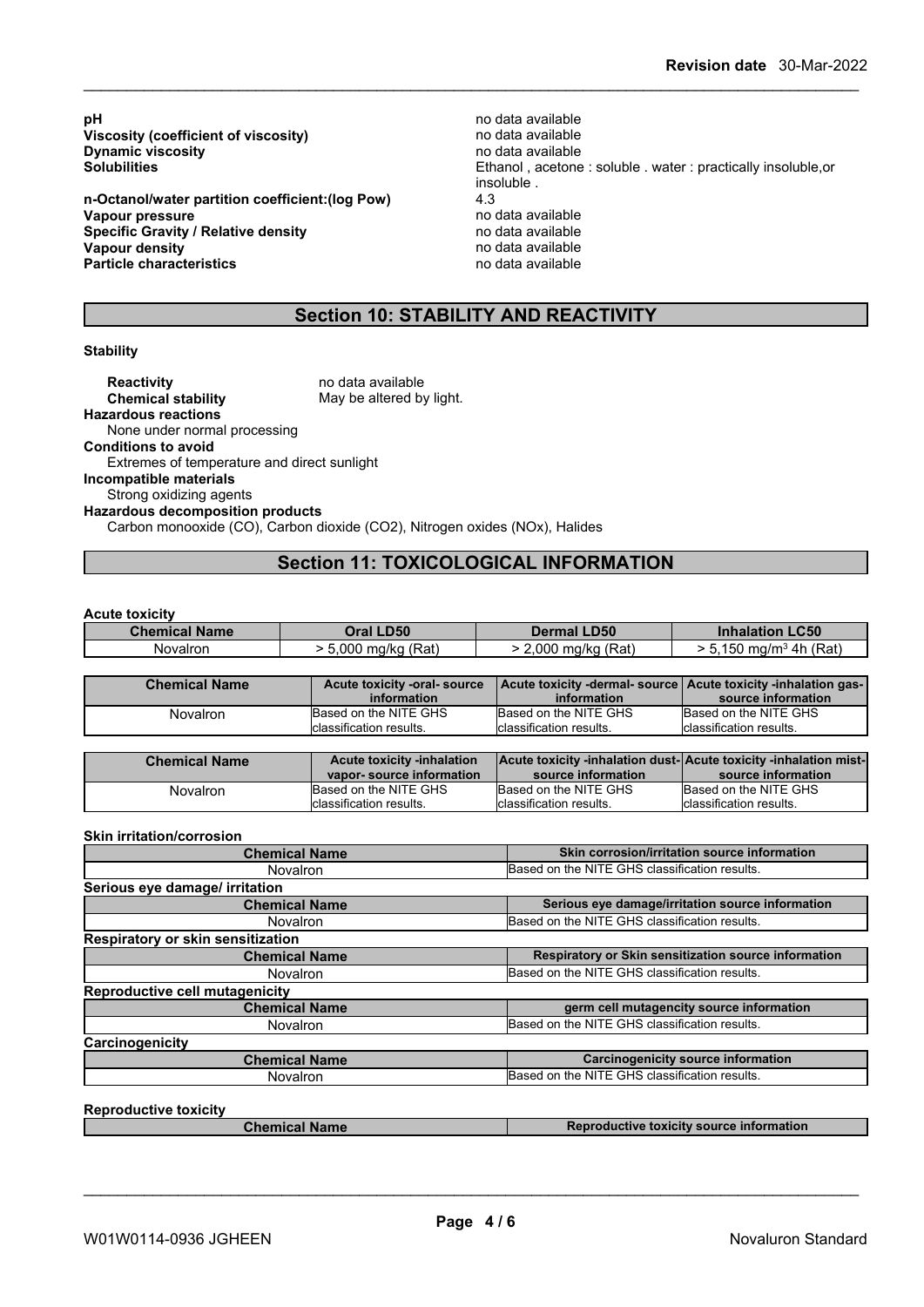| | |
|---|---|
| **pH** | no data available |
| **Viscosity (coefficient of viscosity)** | no data available |
| **Dynamic viscosity** | no data available |
| **Solubilities** | Ethanol , acetone : soluble . water : practically insoluble,or insoluble . |
| **n-Octanol/water partition coefficient:(log Pow)** | 4.3 |
| **Vapour pressure** | no data available |
| **Specific Gravity / Relative density** | no data available |
| **Vapour density** | no data available |
| **Particle characteristics** | no data available |

## Section 10: STABILITY AND REACTIVITY

**Stability**

**Reactivity** no data available
**Chemical stability** May be altered by light.

**Hazardous reactions**
None under normal processing

**Conditions to avoid**
Extremes of temperature and direct sunlight

**Incompatible materials**
Strong oxidizing agents

**Hazardous decomposition products**
Carbon monooxide (CO), Carbon dioxide ($CO_2$), Nitrogen oxides (NOx), Halides

## Section 11: TOXICOLOGICAL INFORMATION

**Acute toxicity**

| Chemical Name | Oral LD50 | Dermal LD50 | Inhalation LC50 |
|---|---|---|---|
| Novalron | > 5,000 mg/kg (Rat) | > 2,000 mg/kg (Rat) | > 5,150 mg/m$^3$ 4h (Rat) |

| Chemical Name | Acute toxicity -oral- source information | Acute toxicity -dermal- source information | Acute toxicity -inhalation gas- source information |
|---|---|---|---|
| Novalron | Based on the NITE GHS classification results. | Based on the NITE GHS classification results. | Based on the NITE GHS classification results. |

| Chemical Name | Acute toxicity -inhalation vapor- source information | Acute toxicity -inhalation dust- source information | Acute toxicity -inhalation mist- source information |
|---|---|---|---|
| Novalron | Based on the NITE GHS classification results. | Based on the NITE GHS classification results. | Based on the NITE GHS classification results. |

**Skin irritation/corrosion**

| Chemical Name | Skin corrosion/irritation source information |
|---|---|
| Novalron | Based on the NITE GHS classification results. |

**Serious eye damage/ irritation**

| Chemical Name | Serious eye damage/irritation source information |
|---|---|
| Novalron | Based on the NITE GHS classification results. |

**Respiratory or skin sensitization**

| Chemical Name | Respiratory or Skin sensitization source information |
|---|---|
| Novalron | Based on the NITE GHS classification results. |

**Reproductive cell mutagenicity**

| Chemical Name | germ cell mutagencity source information |
|---|---|
| Novalron | Based on the NITE GHS classification results. |

**Carcinogenicity**

| Chemical Name | Carcinogenicity source information |
|---|---|
| Novalron | Based on the NITE GHS classification results. |

**Reproductive toxicity**

| Chemical Name | Reproductive toxicity source information |
|---|---|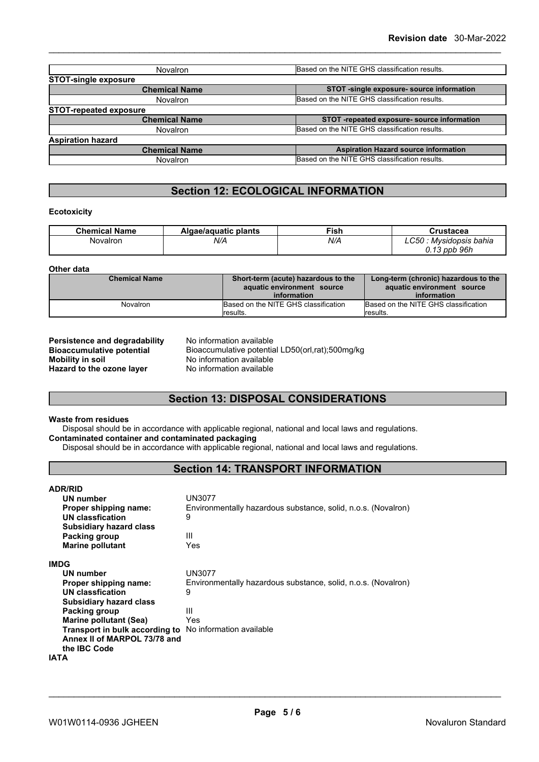| Novalron | Based on the NITE GHS classification results. |
|---|---|

**STOT-single exposure**

| Chemical Name | STOT -single exposure- source information |
|---|---|
| Novalron | Based on the NITE GHS classification results. |

**STOT-repeated exposure**

| Chemical Name | STOT -repeated exposure- source information |
|---|---|
| Novalron | Based on the NITE GHS classification results. |

**Aspiration hazard**

| Chemical Name | Aspiration Hazard source information |
|---|---|
| Novalron | Based on the NITE GHS classification results. |

## Section 12: ECOLOGICAL INFORMATION

**Ecotoxicity**

| Chemical Name | Algae/aquatic plants | Fish | Crustacea |
|---|---|---|---|
| Novalron | *N/A* | *N/A* | *LC50 : Mysidopsis bahia 0.13 ppb 96h* |

**Other data**

| Chemical Name | Short-term (acute) hazardous to the aquatic environment source information | Long-term (chronic) hazardous to the aquatic environment source information |
|---|---|---|
| Novalron | Based on the NITE GHS classification results. | Based on the NITE GHS classification results. |

**Persistence and degradability** No information available
**Bioaccumulative potential** Bioaccumulative potential LD50(orl,rat);500mg/kg
**Mobility in soil** No information available
**Hazard to the ozone layer** No information available

## Section 13: DISPOSAL CONSIDERATIONS

**Waste from residues**
Disposal should be in accordance with applicable regional, national and local laws and regulations.
**Contaminated container and contaminated packaging**
Disposal should be in accordance with applicable regional, national and local laws and regulations.

## Section 14: TRANSPORT INFORMATION

**ADR/RID**

| | |
|---|---|
| **UN number** | UN3077 |
| **Proper shipping name:** | Environmentally hazardous substance, solid, n.o.s. (Novalron) |
| **UN classfication** | 9 |
| **Subsidiary hazard class** | |
| **Packing group** | III |
| **Marine pollutant** | Yes |

**IMDG**

| | |
|---|---|
| **UN number** | UN3077 |
| **Proper shipping name:** | Environmentally hazardous substance, solid, n.o.s. (Novalron) |
| **UN classfication** | 9 |
| **Subsidiary hazard class** | |
| **Packing group** | III |
| **Marine pollutant (Sea)** | Yes |
| **Transport in bulk according to Annex II of MARPOL 73/78 and the IBC Code** | No information available |

**IATA**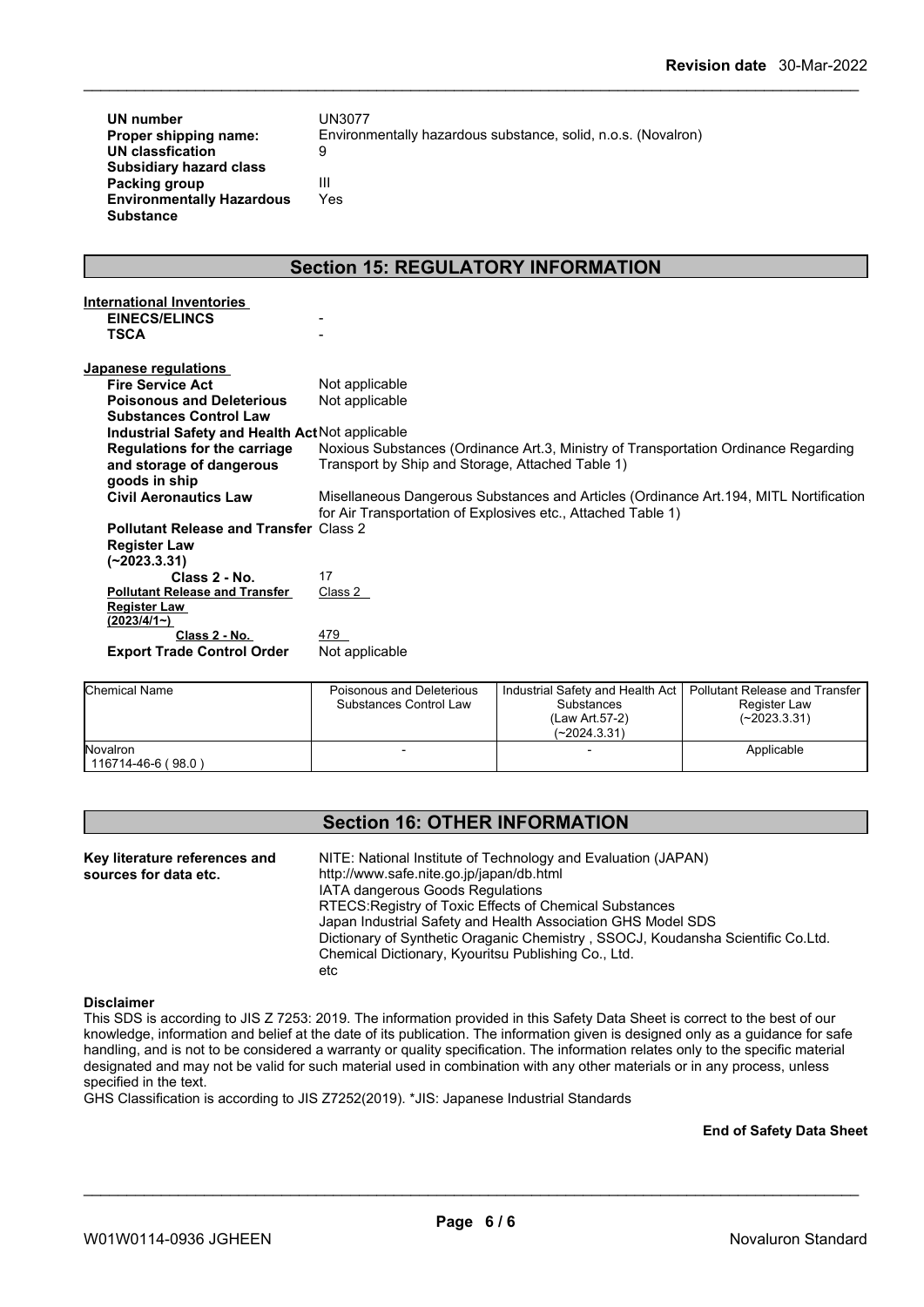| | |
|---|---|
| **UN number** | UN3077 |
| **Proper shipping name:** | Environmentally hazardous substance, solid, n.o.s. (Novalron) |
| **UN classfication** | 9 |
| **Subsidiary hazard class** | |
| **Packing group** | III |
| **Environmentally Hazardous Substance** | Yes |

## Section 15: REGULATORY INFORMATION

**International Inventories**

| | |
|---|---|
| **EINECS/ELINCS** | - |
| **TSCA** | - |

**Japanese regulations**

| | |
|---|---|
| **Fire Service Act** | Not applicable |
| **Poisonous and Deleterious Substances Control Law** | Not applicable |
| **Industrial Safety and Health Act** | Not applicable |
| **Regulations for the carriage and storage of dangerous goods in ship** | Noxious Substances (Ordinance Art.3, Ministry of Transportation Ordinance Regarding Transport by Ship and Storage, Attached Table 1) |
| **Civil Aeronautics Law** | Misellaneous Dangerous Substances and Articles (Ordinance Art.194, MITL Nortification for Air Transportation of Explosives etc., Attached Table 1) |
| **Pollutant Release and Transfer Register Law (~2023.3.31)** | Class 2 |
| **Class 2 - No.** | 17 |
| **Pollutant Release and Transfer Register Law (2023/4/1~)** | Class 2 |
| **Class 2 - No.** | 479 |
| **Export Trade Control Order** | Not applicable |

| Chemical Name | Poisonous and Deleterious Substances Control Law | Industrial Safety and Health Act Substances (Law Art.57-2) (~2024.3.31) | Pollutant Release and Transfer Register Law (~2023.3.31) |
|---|---|---|---|
| Novalron 116714-46-6 ( 98.0 ) | - | - | Applicable |

## Section 16: OTHER INFORMATION

**Key literature references and sources for data etc.**

NITE: National Institute of Technology and Evaluation (JAPAN)
http://www.safe.nite.go.jp/japan/db.html
IATA dangerous Goods Regulations
RTECS:Registry of Toxic Effects of Chemical Substances
Japan Industrial Safety and Health Association GHS Model SDS
Dictionary of Synthetic Oraganic Chemistry , SSOCJ, Koudansha Scientific Co.Ltd.
Chemical Dictionary, Kyouritsu Publishing Co., Ltd.
etc

**Disclaimer**

This SDS is according to JIS Z 7253: 2019. The information provided in this Safety Data Sheet is correct to the best of our knowledge, information and belief at the date of its publication. The information given is designed only as a guidance for safe handling, and is not to be considered a warranty or quality specification. The information relates only to the specific material designated and may not be valid for such material used in combination with any other materials or in any process, unless specified in the text.

GHS Classification is according to JIS Z7252(2019). *JIS: Japanese Industrial Standards

**End of Safety Data Sheet**